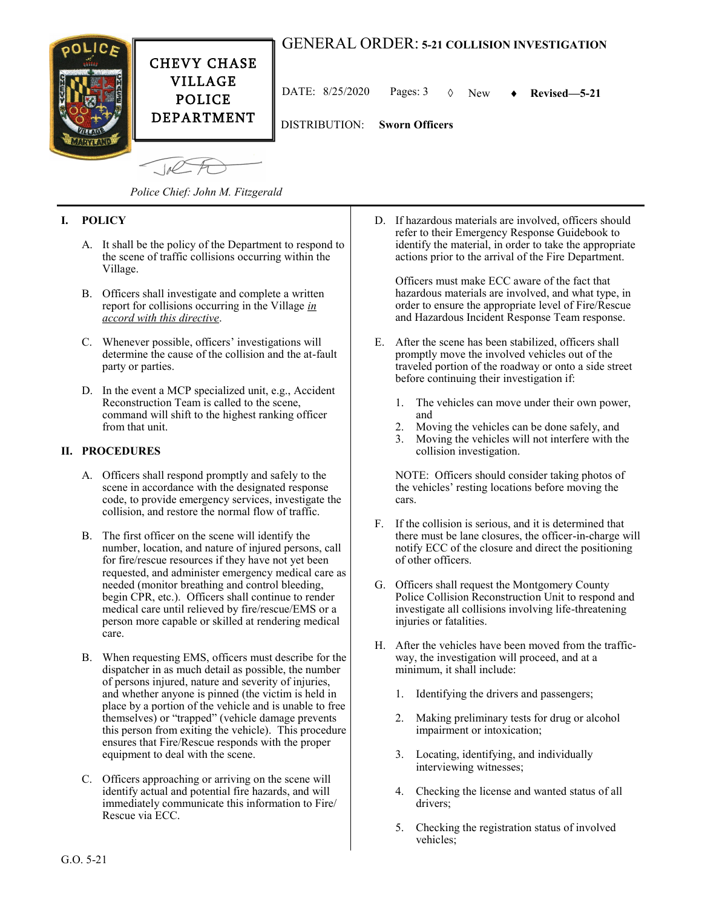# GENERAL ORDER: 5-21 COLLISION INVESTIGATION

CHEVY CHASE VILLAGE POLICE DEPARTMENT

DATE: 8/25/2020 Pages: 3 ◊ New ♦ **Revised—5-21**

DISTRIBUTION: **Sworn Officers**

*Police Chief: John M. Fitzgerald*

## I. POLICY

A. It shall be the policy of the Department to respond to the scene of traffic collisions occurring within the Village.

B. Officers shall investigate and complete a written report for collisions occurring in the Village *in accord with this directive*.

C. Whenever possible, officers' investigations will determine the cause of the collision and the at-fault party or parties.

D. In the event a MCP specialized unit, e.g., Accident Reconstruction Team is called to the scene, command will shift to the highest ranking officer from that unit.

## II. PROCEDURES

A. Officers shall respond promptly and safely to the scene in accordance with the designated response code, to provide emergency services, investigate the collision, and restore the normal flow of traffic.

B. The first officer on the scene will identify the number, location, and nature of injured persons, call for fire/rescue resources if they have not yet been requested, and administer emergency medical care as needed (monitor breathing and control bleeding, begin CPR, etc.). Officers shall continue to render medical care until relieved by fire/rescue/EMS or a person more capable or skilled at rendering medical care.

B. When requesting EMS, officers must describe for the dispatcher in as much detail as possible, the number of persons injured, nature and severity of injuries, and whether anyone is pinned (the victim is held in place by a portion of the vehicle and is unable to free themselves) or "trapped" (vehicle damage prevents this person from exiting the vehicle). This procedure ensures that Fire/Rescue responds with the proper equipment to deal with the scene.

C. Officers approaching or arriving on the scene will identify actual and potential fire hazards, and will immediately communicate this information to Fire/ Rescue via ECC.

D. If hazardous materials are involved, officers should refer to their Emergency Response Guidebook to identify the material, in order to take the appropriate actions prior to the arrival of the Fire Department.

Officers must make ECC aware of the fact that hazardous materials are involved, and what type, in order to ensure the appropriate level of Fire/Rescue and Hazardous Incident Response Team response.

E. After the scene has been stabilized, officers shall promptly move the involved vehicles out of the traveled portion of the roadway or onto a side street before continuing their investigation if:

1. The vehicles can move under their own power, and
2. Moving the vehicles can be done safely, and
3. Moving the vehicles will not interfere with the collision investigation.

NOTE: Officers should consider taking photos of the vehicles' resting locations before moving the cars.

F. If the collision is serious, and it is determined that there must be lane closures, the officer-in-charge will notify ECC of the closure and direct the positioning of other officers.

G. Officers shall request the Montgomery County Police Collision Reconstruction Unit to respond and investigate all collisions involving life-threatening injuries or fatalities.

H. After the vehicles have been moved from the traffic-way, the investigation will proceed, and at a minimum, it shall include:

1. Identifying the drivers and passengers;
2. Making preliminary tests for drug or alcohol impairment or intoxication;
3. Locating, identifying, and individually interviewing witnesses;
4. Checking the license and wanted status of all drivers;
5. Checking the registration status of involved vehicles;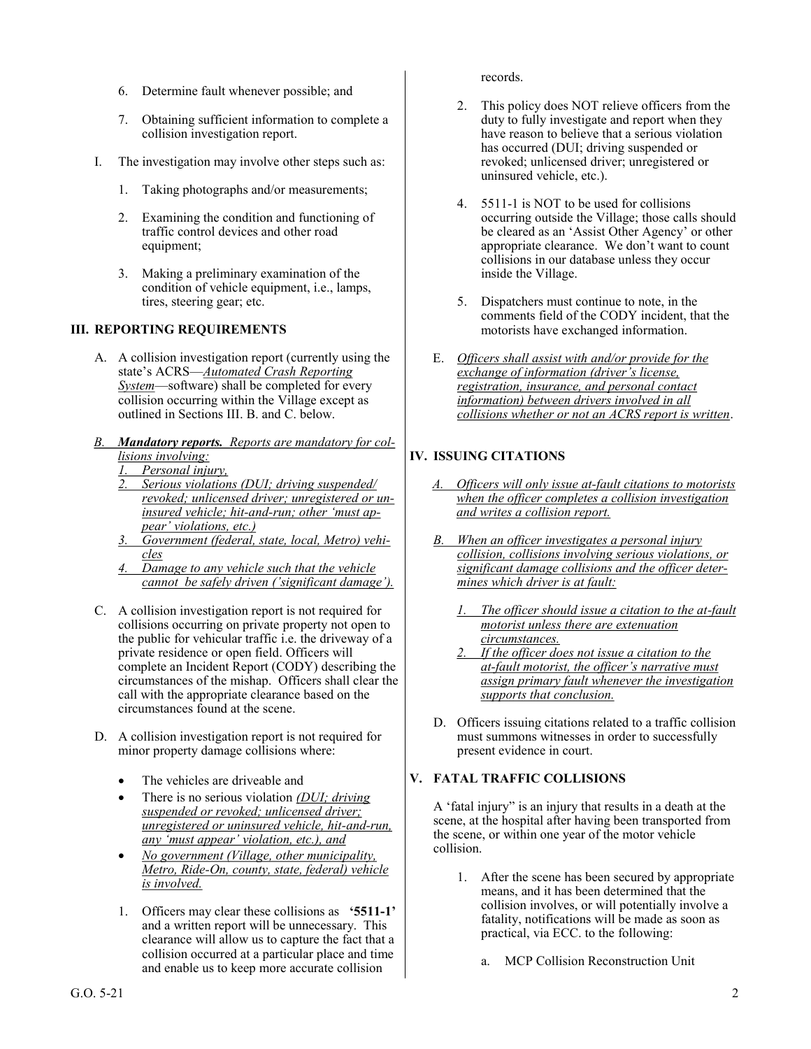6. Determine fault whenever possible; and

7. Obtaining sufficient information to complete a collision investigation report.

I. The investigation may involve other steps such as:

   1. Taking photographs and/or measurements;

   2. Examining the condition and functioning of traffic control devices and other road equipment;

   3. Making a preliminary examination of the condition of vehicle equipment, i.e., lamps, tires, steering gear; etc.

## III. REPORTING REQUIREMENTS

A. A collision investigation report (currently using the state's ACRS—*Automated Crash Reporting System*—software) shall be completed for every collision occurring within the Village except as outlined in Sections III. B. and C. below.

*B. **Mandatory reports.** Reports are mandatory for collisions involving:*

   *1. Personal injury,*

   *2. Serious violations (DUI; driving suspended/ revoked; unlicensed driver; unregistered or uninsured vehicle; hit-and-run; other 'must appear' violations, etc.)*

   *3. Government (federal, state, local, Metro) vehicles*

   *4. Damage to any vehicle such that the vehicle cannot be safely driven ('significant damage').*

C. A collision investigation report is not required for collisions occurring on private property not open to the public for vehicular traffic i.e. the driveway of a private residence or open field. Officers will complete an Incident Report (CODY) describing the circumstances of the mishap. Officers shall clear the call with the appropriate clearance based on the circumstances found at the scene.

D. A collision investigation report is not required for minor property damage collisions where:

- The vehicles are driveable and
- There is no serious violation *(DUI; driving suspended or revoked; unlicensed driver; unregistered or uninsured vehicle, hit-and-run, any 'must appear' violation, etc.), and*
- *No government (Village, other municipality, Metro, Ride-On, county, state, federal) vehicle is involved.*

   1. Officers may clear these collisions as **'5511-1'** and a written report will be unnecessary. This clearance will allow us to capture the fact that a collision occurred at a particular place and time and enable us to keep more accurate collision records.

   2. This policy does NOT relieve officers from the duty to fully investigate and report when they have reason to believe that a serious violation has occurred (DUI; driving suspended or revoked; unlicensed driver; unregistered or uninsured vehicle, etc.).

   4. 5511-1 is NOT to be used for collisions occurring outside the Village; those calls should be cleared as an 'Assist Other Agency' or other appropriate clearance. We don't want to count collisions in our database unless they occur inside the Village.

   5. Dispatchers must continue to note, in the comments field of the CODY incident, that the motorists have exchanged information.

E. *Officers shall assist with and/or provide for the exchange of information (driver's license, registration, insurance, and personal contact information) between drivers involved in all collisions whether or not an ACRS report is written*.

## IV. ISSUING CITATIONS

*A. Officers will only issue at-fault citations to motorists when the officer completes a collision investigation and writes a collision report.*

*B. When an officer investigates a personal injury collision, collisions involving serious violations, or significant damage collisions and the officer determines which driver is at fault:*

   *1. The officer should issue a citation to the at-fault motorist unless there are extenuation circumstances.*

   *2. If the officer does not issue a citation to the at-fault motorist, the officer's narrative must assign primary fault whenever the investigation supports that conclusion.*

D. Officers issuing citations related to a traffic collision must summons witnesses in order to successfully present evidence in court.

## V. FATAL TRAFFIC COLLISIONS

A 'fatal injury" is an injury that results in a death at the scene, at the hospital after having been transported from the scene, or within one year of the motor vehicle collision.

1. After the scene has been secured by appropriate means, and it has been determined that the collision involves, or will potentially involve a fatality, notifications will be made as soon as practical, via ECC. to the following:

   a. MCP Collision Reconstruction Unit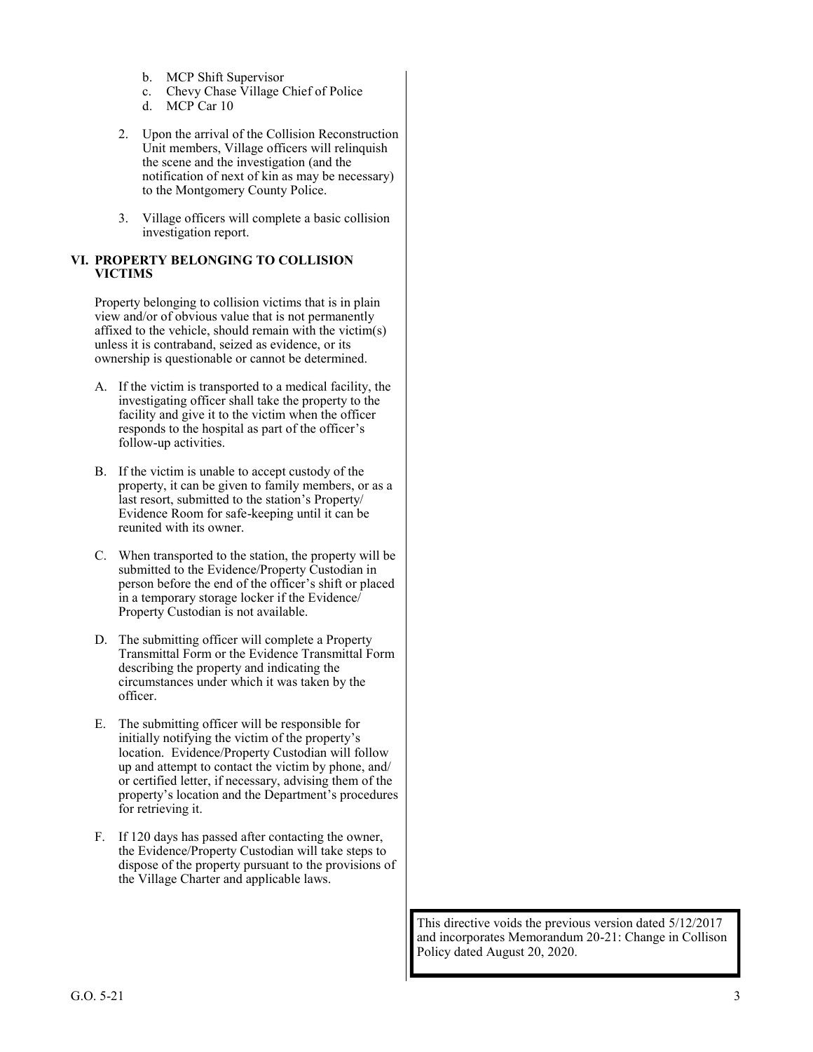b. MCP Shift Supervisor
c. Chevy Chase Village Chief of Police
d. MCP Car 10

2. Upon the arrival of the Collision Reconstruction Unit members, Village officers will relinquish the scene and the investigation (and the notification of next of kin as may be necessary) to the Montgomery County Police.

3. Village officers will complete a basic collision investigation report.

## VI. PROPERTY BELONGING TO COLLISION VICTIMS

Property belonging to collision victims that is in plain view and/or of obvious value that is not permanently affixed to the vehicle, should remain with the victim(s) unless it is contraband, seized as evidence, or its ownership is questionable or cannot be determined.

A. If the victim is transported to a medical facility, the investigating officer shall take the property to the facility and give it to the victim when the officer responds to the hospital as part of the officer's follow-up activities.

B. If the victim is unable to accept custody of the property, it can be given to family members, or as a last resort, submitted to the station's Property/ Evidence Room for safe-keeping until it can be reunited with its owner.

C. When transported to the station, the property will be submitted to the Evidence/Property Custodian in person before the end of the officer's shift or placed in a temporary storage locker if the Evidence/ Property Custodian is not available.

D. The submitting officer will complete a Property Transmittal Form or the Evidence Transmittal Form describing the property and indicating the circumstances under which it was taken by the officer.

E. The submitting officer will be responsible for initially notifying the victim of the property's location. Evidence/Property Custodian will follow up and attempt to contact the victim by phone, and/ or certified letter, if necessary, advising them of the property's location and the Department's procedures for retrieving it.

F. If 120 days has passed after contacting the owner, the Evidence/Property Custodian will take steps to dispose of the property pursuant to the provisions of the Village Charter and applicable laws.

This directive voids the previous version dated 5/12/2017 and incorporates Memorandum 20-21: Change in Collison Policy dated August 20, 2020.